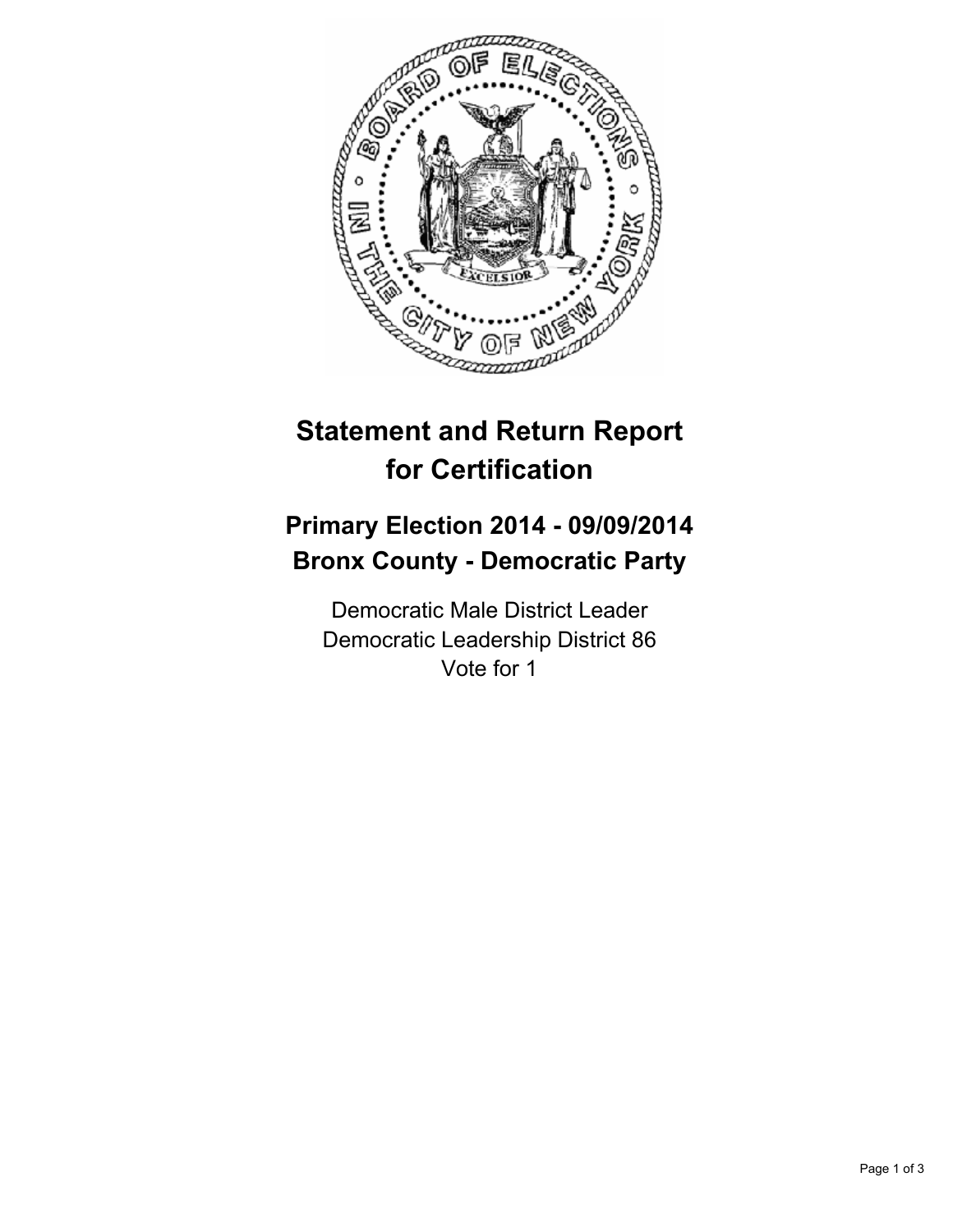# Statement and Return Report for Certification

## Primary Election 2014 - 09/09/2014
## Bronx County - Democratic Party

Democratic Male District Leader
Democratic Leadership District 86
Vote for 1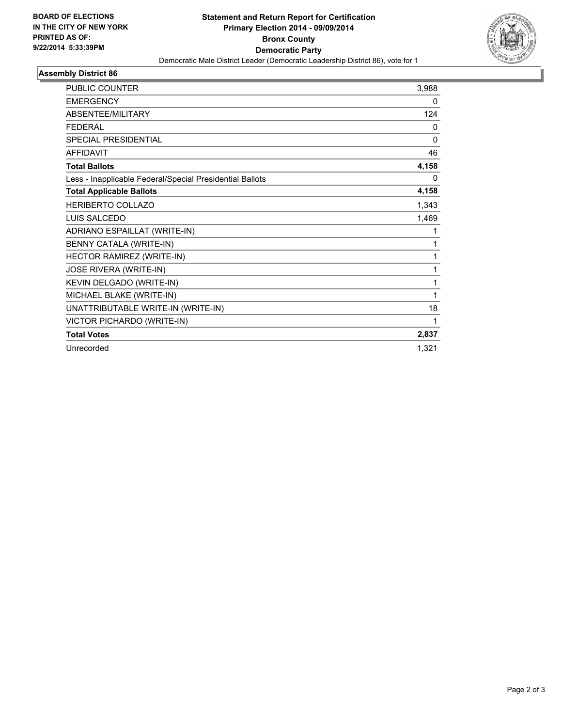BOARD OF ELECTIONS
IN THE CITY OF NEW YORK
PRINTED AS OF:
9/22/2014 5:33:39PM

**Statement and Return Report for Certification**
**Primary Election 2014 - 09/09/2014**
**Bronx County**
**Democratic Party**
Democratic Male District Leader (Democratic Leadership District 86), vote for 1

## Assembly District 86

| | |
|---|---|
| PUBLIC COUNTER | 3,988 |
| EMERGENCY | 0 |
| ABSENTEE/MILITARY | 124 |
| FEDERAL | 0 |
| SPECIAL PRESIDENTIAL | 0 |
| AFFIDAVIT | 46 |
| **Total Ballots** | **4,158** |
| Less - Inapplicable Federal/Special Presidential Ballots | 0 |
| **Total Applicable Ballots** | **4,158** |
| HERIBERTO COLLAZO | 1,343 |
| LUIS SALCEDO | 1,469 |
| ADRIANO ESPAILLAT (WRITE-IN) | 1 |
| BENNY CATALA (WRITE-IN) | 1 |
| HECTOR RAMIREZ (WRITE-IN) | 1 |
| JOSE RIVERA (WRITE-IN) | 1 |
| KEVIN DELGADO (WRITE-IN) | 1 |
| MICHAEL BLAKE (WRITE-IN) | 1 |
| UNATTRIBUTABLE WRITE-IN (WRITE-IN) | 18 |
| VICTOR PICHARDO (WRITE-IN) | 1 |
| **Total Votes** | **2,837** |
| Unrecorded | 1,321 |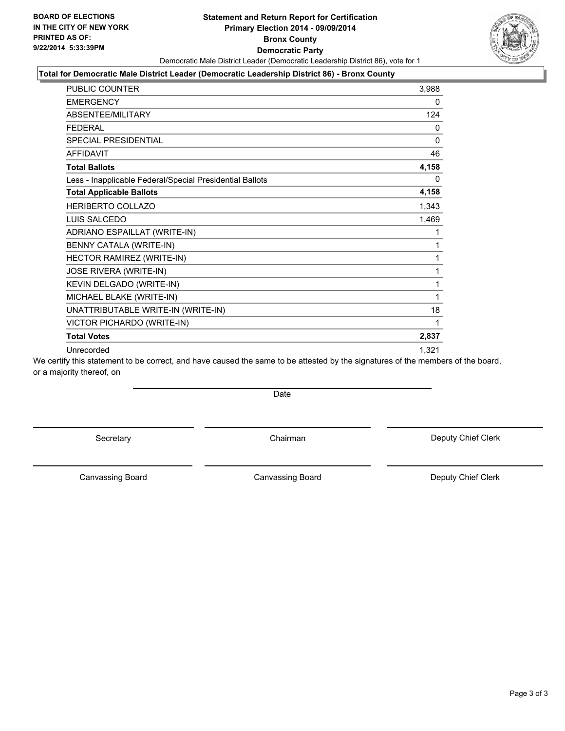**BOARD OF ELECTIONS IN THE CITY OF NEW YORK PRINTED AS OF: 9/22/2014 5:33:39PM**

# Statement and Return Report for Certification
## Primary Election 2014 - 09/09/2014
## Bronx County
## Democratic Party

Democratic Male District Leader (Democratic Leadership District 86), vote for 1

**Total for Democratic Male District Leader (Democratic Leadership District 86) - Bronx County**

| | |
|---|---|
| PUBLIC COUNTER | 3,988 |
| EMERGENCY | 0 |
| ABSENTEE/MILITARY | 124 |
| FEDERAL | 0 |
| SPECIAL PRESIDENTIAL | 0 |
| AFFIDAVIT | 46 |
| **Total Ballots** | **4,158** |
| Less - Inapplicable Federal/Special Presidential Ballots | 0 |
| **Total Applicable Ballots** | **4,158** |
| HERIBERTO COLLAZO | 1,343 |
| LUIS SALCEDO | 1,469 |
| ADRIANO ESPAILLAT (WRITE-IN) | 1 |
| BENNY CATALA (WRITE-IN) | 1 |
| HECTOR RAMIREZ (WRITE-IN) | 1 |
| JOSE RIVERA (WRITE-IN) | 1 |
| KEVIN DELGADO (WRITE-IN) | 1 |
| MICHAEL BLAKE (WRITE-IN) | 1 |
| UNATTRIBUTABLE WRITE-IN (WRITE-IN) | 18 |
| VICTOR PICHARDO (WRITE-IN) | 1 |
| **Total Votes** | **2,837** |
| Unrecorded | 1,321 |

We certify this statement to be correct, and have caused the same to be attested by the signatures of the members of the board, or a majority thereof, on

Date

Secretary | Chairman | Deputy Chief Clerk

Canvassing Board | Canvassing Board | Deputy Chief Clerk